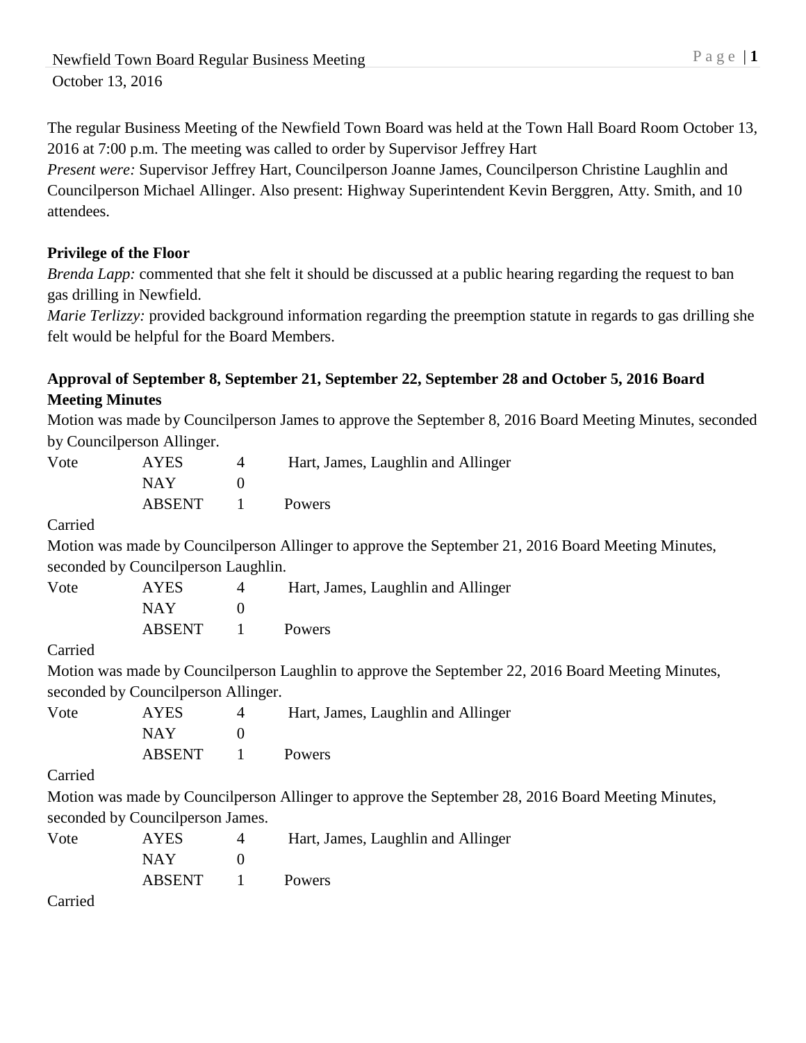Newfield Town Board Regular Business Meeting
October 13, 2016

The regular Business Meeting of the Newfield Town Board was held at the Town Hall Board Room October 13, 2016 at 7:00 p.m. The meeting was called to order by Supervisor Jeffrey Hart

*Present were:* Supervisor Jeffrey Hart, Councilperson Joanne James, Councilperson Christine Laughlin and Councilperson Michael Allinger. Also present: Highway Superintendent Kevin Berggren, Atty. Smith, and 10 attendees.

**Privilege of the Floor**

*Brenda Lapp:* commented that she felt it should be discussed at a public hearing regarding the request to ban gas drilling in Newfield.

*Marie Terlizzy:* provided background information regarding the preemption statute in regards to gas drilling she felt would be helpful for the Board Members.

**Approval of September 8, September 21, September 22, September 28 and October 5, 2016 Board Meeting Minutes**

Motion was made by Councilperson James to approve the September 8, 2016 Board Meeting Minutes, seconded by Councilperson Allinger.

| Vote | AYES | 4 | Hart, James, Laughlin and Allinger |
|---|---|---|---|
| | NAY | 0 | |
| | ABSENT | 1 | Powers |

Carried

Motion was made by Councilperson Allinger to approve the September 21, 2016 Board Meeting Minutes, seconded by Councilperson Laughlin.

| Vote | AYES | 4 | Hart, James, Laughlin and Allinger |
|---|---|---|---|
| | NAY | 0 | |
| | ABSENT | 1 | Powers |

Carried

Motion was made by Councilperson Laughlin to approve the September 22, 2016 Board Meeting Minutes, seconded by Councilperson Allinger.

| Vote | AYES | 4 | Hart, James, Laughlin and Allinger |
|---|---|---|---|
| | NAY | 0 | |
| | ABSENT | 1 | Powers |

Carried

Motion was made by Councilperson Allinger to approve the September 28, 2016 Board Meeting Minutes, seconded by Councilperson James.

| Vote | AYES | 4 | Hart, James, Laughlin and Allinger |
|---|---|---|---|
| | NAY | 0 | |
| | ABSENT | 1 | Powers |

Carried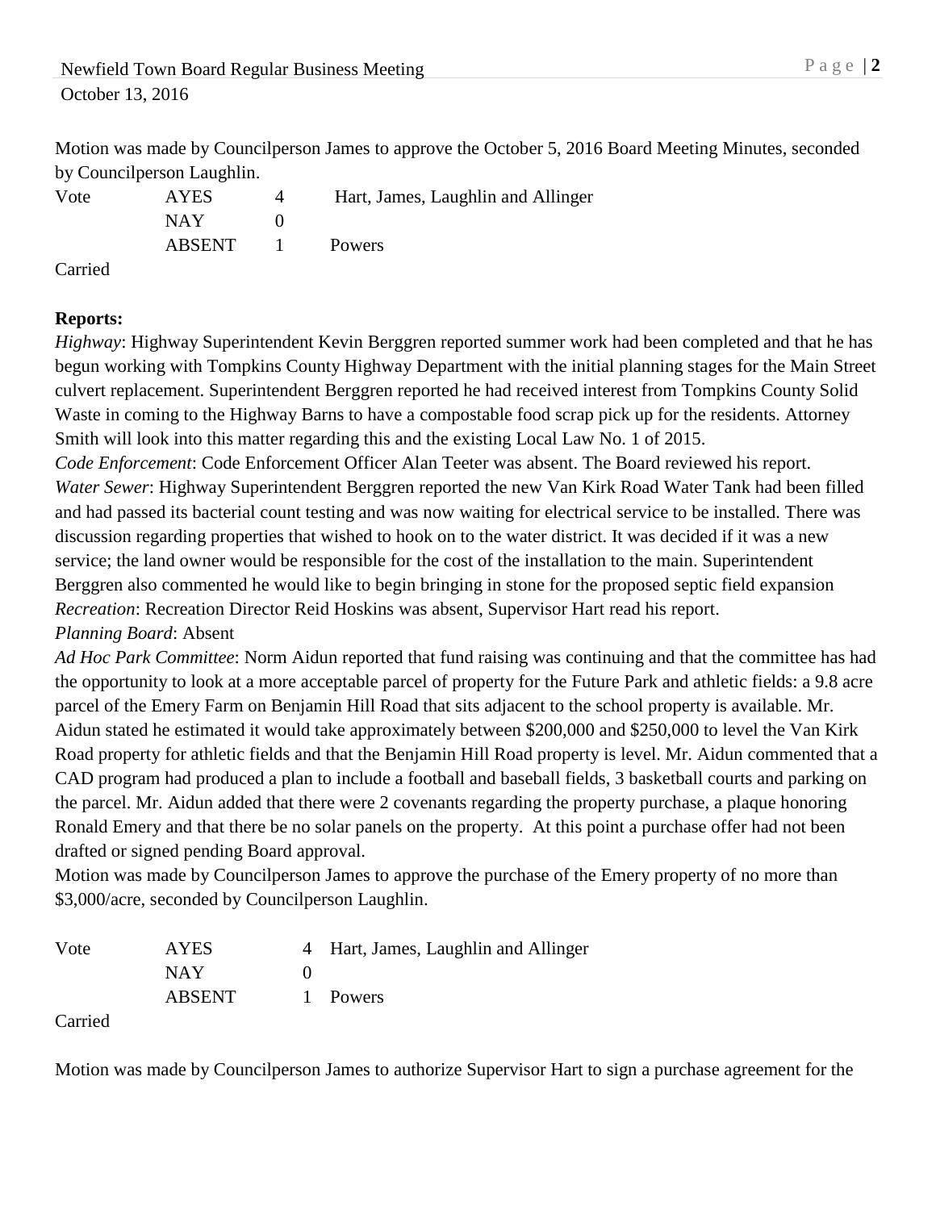Motion was made by Councilperson James to approve the October 5, 2016 Board Meeting Minutes, seconded by Councilperson Laughlin.

| Vote | AYES | 4 | Hart, James, Laughlin and Allinger |
|---|---|---|---|
| | NAY | 0 | |
| | ABSENT | 1 | Powers |

Carried

**Reports:**

*Highway*: Highway Superintendent Kevin Berggren reported summer work had been completed and that he has begun working with Tompkins County Highway Department with the initial planning stages for the Main Street culvert replacement. Superintendent Berggren reported he had received interest from Tompkins County Solid Waste in coming to the Highway Barns to have a compostable food scrap pick up for the residents. Attorney Smith will look into this matter regarding this and the existing Local Law No. 1 of 2015.

*Code Enforcement*: Code Enforcement Officer Alan Teeter was absent. The Board reviewed his report.

*Water Sewer*: Highway Superintendent Berggren reported the new Van Kirk Road Water Tank had been filled and had passed its bacterial count testing and was now waiting for electrical service to be installed. There was discussion regarding properties that wished to hook on to the water district. It was decided if it was a new service; the land owner would be responsible for the cost of the installation to the main. Superintendent Berggren also commented he would like to begin bringing in stone for the proposed septic field expansion

*Recreation*: Recreation Director Reid Hoskins was absent, Supervisor Hart read his report.

*Planning Board*: Absent

*Ad Hoc Park Committee*: Norm Aidun reported that fund raising was continuing and that the committee has had the opportunity to look at a more acceptable parcel of property for the Future Park and athletic fields: a 9.8 acre parcel of the Emery Farm on Benjamin Hill Road that sits adjacent to the school property is available. Mr. Aidun stated he estimated it would take approximately between $200,000 and $250,000 to level the Van Kirk Road property for athletic fields and that the Benjamin Hill Road property is level. Mr. Aidun commented that a CAD program had produced a plan to include a football and baseball fields, 3 basketball courts and parking on the parcel. Mr. Aidun added that there were 2 covenants regarding the property purchase, a plaque honoring Ronald Emery and that there be no solar panels on the property. At this point a purchase offer had not been drafted or signed pending Board approval.

Motion was made by Councilperson James to approve the purchase of the Emery property of no more than $3,000/acre, seconded by Councilperson Laughlin.

| Vote | AYES | 4 | Hart, James, Laughlin and Allinger |
|---|---|---|---|
| | NAY | 0 | |
| | ABSENT | 1 | Powers |

Carried

Motion was made by Councilperson James to authorize Supervisor Hart to sign a purchase agreement for the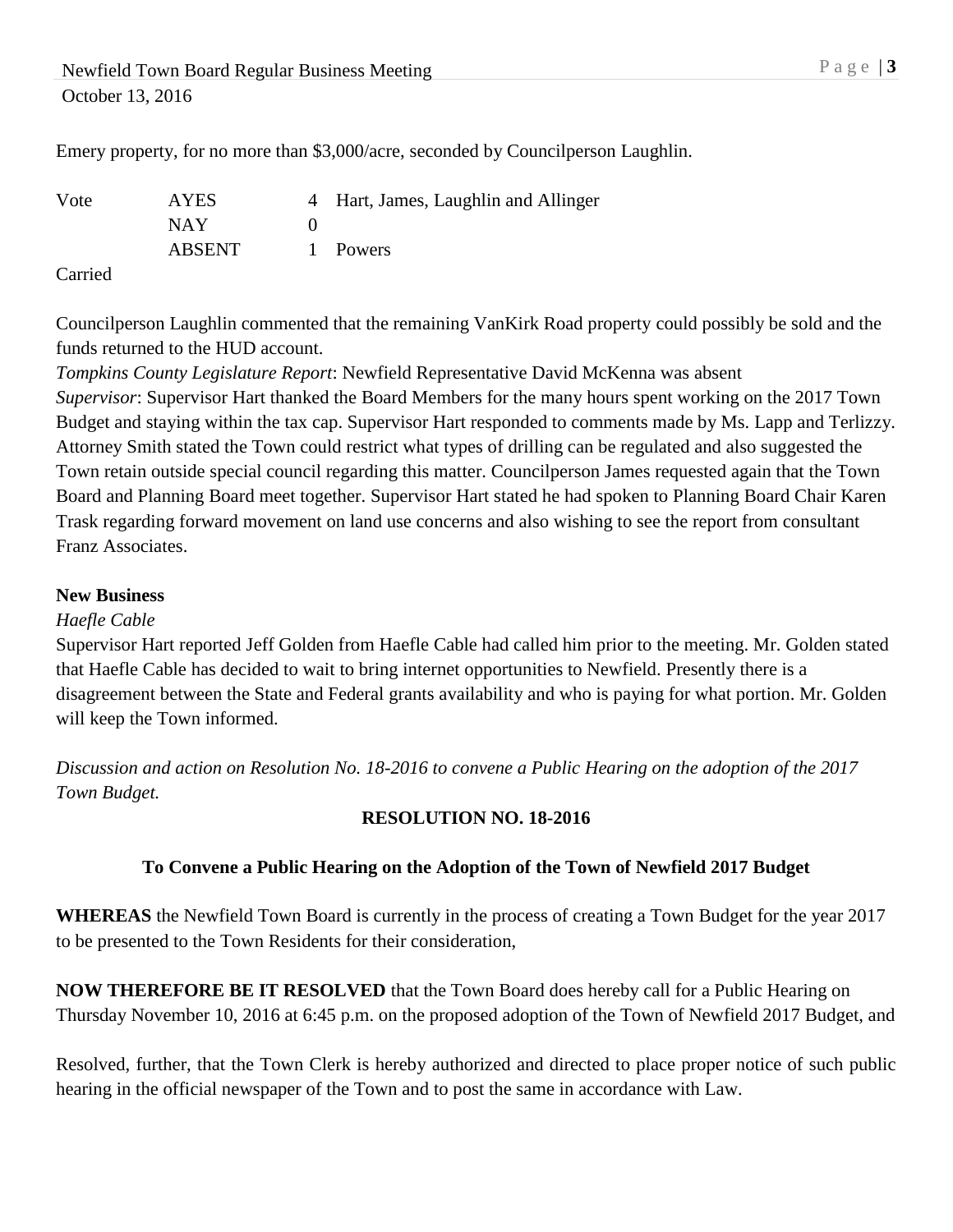Emery property, for no more than $3,000/acre, seconded by Councilperson Laughlin.

| Vote | AYES | 4 | Hart, James, Laughlin and Allinger |
|---|---|---|---|
| | NAY | 0 | |
| | ABSENT | 1 | Powers |

Carried

Councilperson Laughlin commented that the remaining VanKirk Road property could possibly be sold and the funds returned to the HUD account.

*Tompkins County Legislature Report*: Newfield Representative David McKenna was absent

*Supervisor*: Supervisor Hart thanked the Board Members for the many hours spent working on the 2017 Town Budget and staying within the tax cap. Supervisor Hart responded to comments made by Ms. Lapp and Terlizzy. Attorney Smith stated the Town could restrict what types of drilling can be regulated and also suggested the Town retain outside special council regarding this matter. Councilperson James requested again that the Town Board and Planning Board meet together. Supervisor Hart stated he had spoken to Planning Board Chair Karen Trask regarding forward movement on land use concerns and also wishing to see the report from consultant Franz Associates.

**New Business**

*Haefle Cable*

Supervisor Hart reported Jeff Golden from Haefle Cable had called him prior to the meeting. Mr. Golden stated that Haefle Cable has decided to wait to bring internet opportunities to Newfield. Presently there is a disagreement between the State and Federal grants availability and who is paying for what portion. Mr. Golden will keep the Town informed.

*Discussion and action on Resolution No. 18-2016 to convene a Public Hearing on the adoption of the 2017 Town Budget.*

**RESOLUTION NO. 18-2016**

**To Convene a Public Hearing on the Adoption of the Town of Newfield 2017 Budget**

**WHEREAS** the Newfield Town Board is currently in the process of creating a Town Budget for the year 2017 to be presented to the Town Residents for their consideration,

**NOW THEREFORE BE IT RESOLVED** that the Town Board does hereby call for a Public Hearing on Thursday November 10, 2016 at 6:45 p.m. on the proposed adoption of the Town of Newfield 2017 Budget, and

Resolved, further, that the Town Clerk is hereby authorized and directed to place proper notice of such public hearing in the official newspaper of the Town and to post the same in accordance with Law.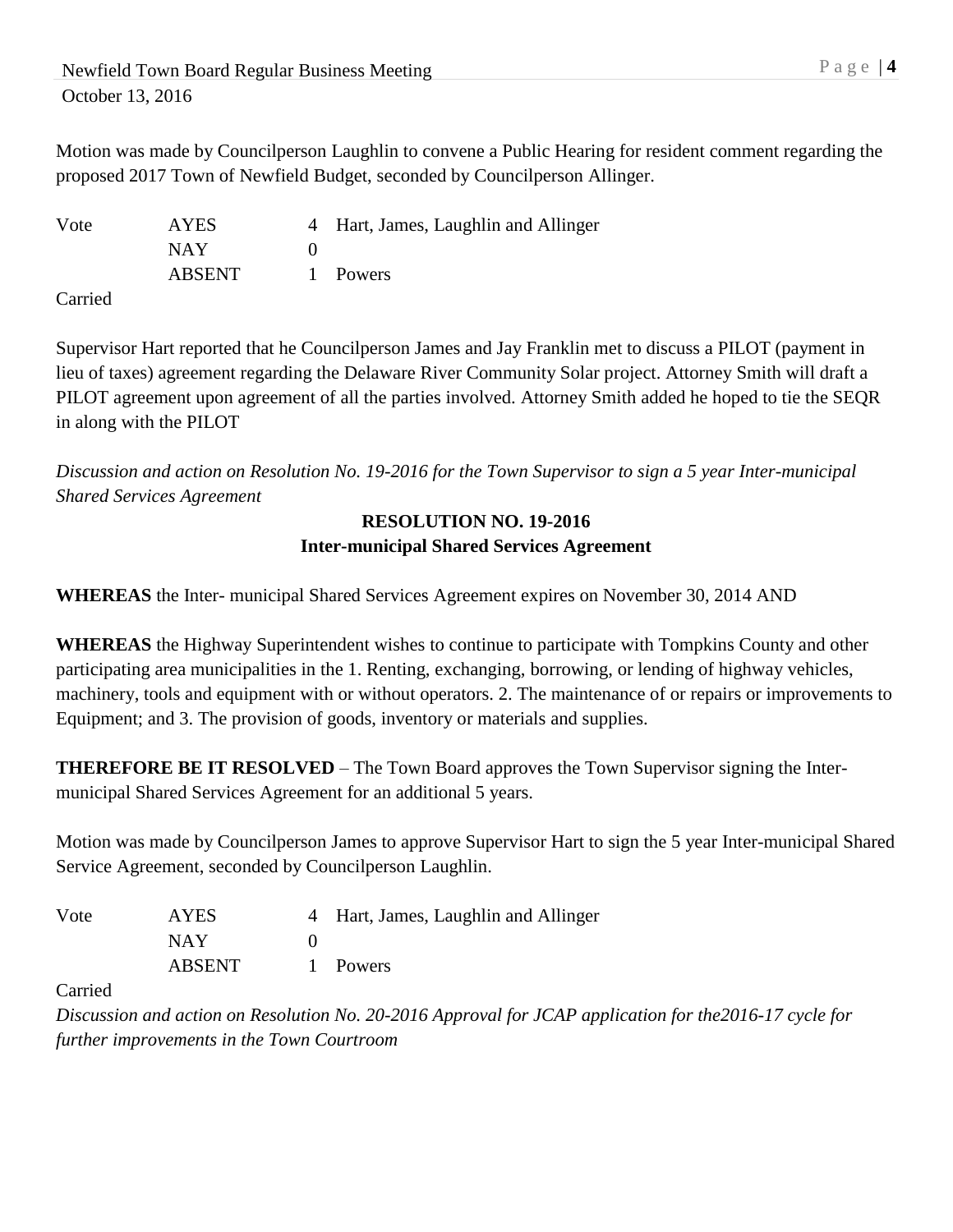Motion was made by Councilperson Laughlin to convene a Public Hearing for resident comment regarding the proposed 2017 Town of Newfield Budget, seconded by Councilperson Allinger.

| Vote | AYES | 4 | Hart, James, Laughlin and Allinger |
|---|---|---|---|
| | NAY | 0 | |
| | ABSENT | 1 | Powers |

Carried

Supervisor Hart reported that he Councilperson James and Jay Franklin met to discuss a PILOT (payment in lieu of taxes) agreement regarding the Delaware River Community Solar project. Attorney Smith will draft a PILOT agreement upon agreement of all the parties involved. Attorney Smith added he hoped to tie the SEQR in along with the PILOT

*Discussion and action on Resolution No. 19-2016 for the Town Supervisor to sign a 5 year Inter-municipal Shared Services Agreement*

**RESOLUTION NO. 19-2016**
**Inter-municipal Shared Services Agreement**

**WHEREAS** the Inter- municipal Shared Services Agreement expires on November 30, 2014 AND

**WHEREAS** the Highway Superintendent wishes to continue to participate with Tompkins County and other participating area municipalities in the 1. Renting, exchanging, borrowing, or lending of highway vehicles, machinery, tools and equipment with or without operators. 2. The maintenance of or repairs or improvements to Equipment; and 3. The provision of goods, inventory or materials and supplies.

**THEREFORE BE IT RESOLVED** – The Town Board approves the Town Supervisor signing the Inter-municipal Shared Services Agreement for an additional 5 years.

Motion was made by Councilperson James to approve Supervisor Hart to sign the 5 year Inter-municipal Shared Service Agreement, seconded by Councilperson Laughlin.

| Vote | AYES | 4 | Hart, James, Laughlin and Allinger |
|---|---|---|---|
| | NAY | 0 | |
| | ABSENT | 1 | Powers |

Carried

*Discussion and action on Resolution No. 20-2016 Approval for JCAP application for the2016-17 cycle for further improvements in the Town Courtroom*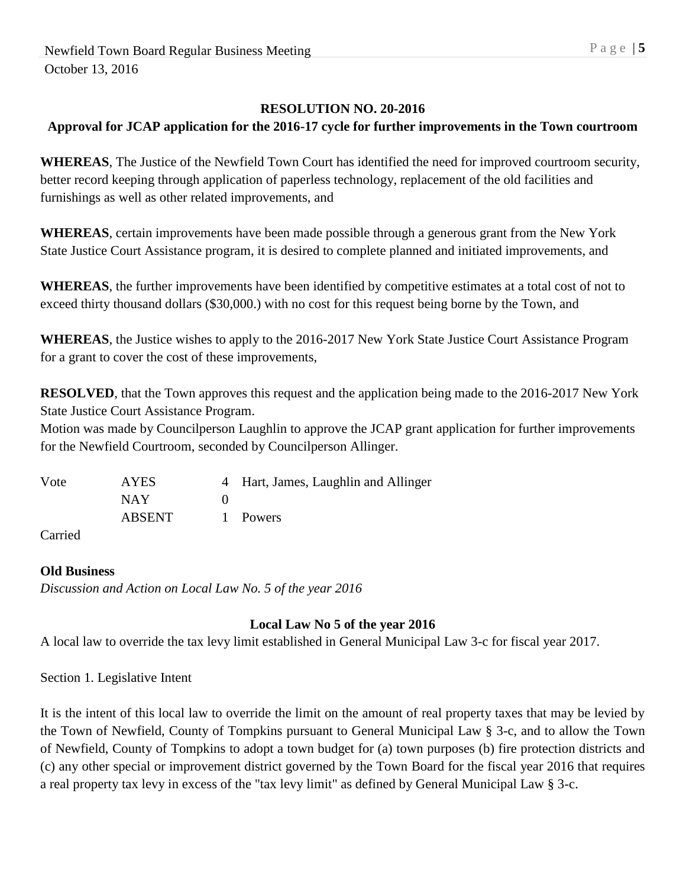**RESOLUTION NO. 20-2016**

**Approval for JCAP application for the 2016-17 cycle for further improvements in the Town courtroom**

**WHEREAS**, The Justice of the Newfield Town Court has identified the need for improved courtroom security, better record keeping through application of paperless technology, replacement of the old facilities and furnishings as well as other related improvements, and

**WHEREAS**, certain improvements have been made possible through a generous grant from the New York State Justice Court Assistance program, it is desired to complete planned and initiated improvements, and

**WHEREAS**, the further improvements have been identified by competitive estimates at a total cost of not to exceed thirty thousand dollars ($30,000.) with no cost for this request being borne by the Town, and

**WHEREAS**, the Justice wishes to apply to the 2016-2017 New York State Justice Court Assistance Program for a grant to cover the cost of these improvements,

**RESOLVED**, that the Town approves this request and the application being made to the 2016-2017 New York State Justice Court Assistance Program.

Motion was made by Councilperson Laughlin to approve the JCAP grant application for further improvements for the Newfield Courtroom, seconded by Councilperson Allinger.

| Vote | AYES | 4 | Hart, James, Laughlin and Allinger |
|---|---|---|---|
| | NAY | 0 | |
| | ABSENT | 1 | Powers |

Carried

**Old Business**

*Discussion and Action on Local Law No. 5 of the year 2016*

**Local Law No 5 of the year 2016**

A local law to override the tax levy limit established in General Municipal Law 3-c for fiscal year 2017.

Section 1. Legislative Intent

It is the intent of this local law to override the limit on the amount of real property taxes that may be levied by the Town of Newfield, County of Tompkins pursuant to General Municipal Law § 3-c, and to allow the Town of Newfield, County of Tompkins to adopt a town budget for (a) town purposes (b) fire protection districts and (c) any other special or improvement district governed by the Town Board for the fiscal year 2016 that requires a real property tax levy in excess of the "tax levy limit" as defined by General Municipal Law § 3-c.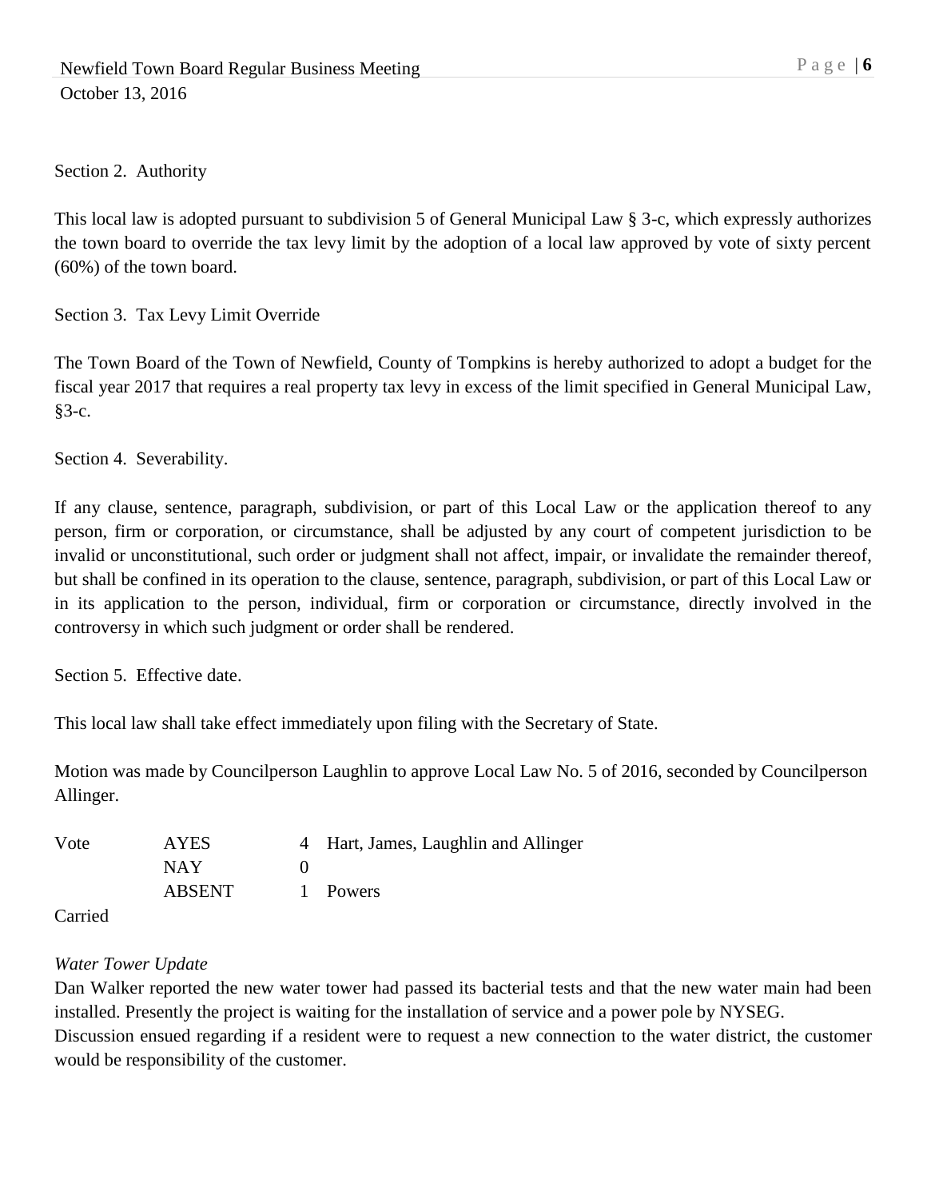Section 2. Authority

This local law is adopted pursuant to subdivision 5 of General Municipal Law § 3-c, which expressly authorizes the town board to override the tax levy limit by the adoption of a local law approved by vote of sixty percent (60%) of the town board.

Section 3. Tax Levy Limit Override

The Town Board of the Town of Newfield, County of Tompkins is hereby authorized to adopt a budget for the fiscal year 2017 that requires a real property tax levy in excess of the limit specified in General Municipal Law, §3-c.

Section 4. Severability.

If any clause, sentence, paragraph, subdivision, or part of this Local Law or the application thereof to any person, firm or corporation, or circumstance, shall be adjusted by any court of competent jurisdiction to be invalid or unconstitutional, such order or judgment shall not affect, impair, or invalidate the remainder thereof, but shall be confined in its operation to the clause, sentence, paragraph, subdivision, or part of this Local Law or in its application to the person, individual, firm or corporation or circumstance, directly involved in the controversy in which such judgment or order shall be rendered.

Section 5. Effective date.

This local law shall take effect immediately upon filing with the Secretary of State.

Motion was made by Councilperson Laughlin to approve Local Law No. 5 of 2016, seconded by Councilperson Allinger.

| Vote | AYES | 4 | Hart, James, Laughlin and Allinger |
|---|---|---|---|
| | NAY | 0 | |
| | ABSENT | 1 | Powers |

Carried

*Water Tower Update*

Dan Walker reported the new water tower had passed its bacterial tests and that the new water main had been installed. Presently the project is waiting for the installation of service and a power pole by NYSEG.
Discussion ensued regarding if a resident were to request a new connection to the water district, the customer would be responsibility of the customer.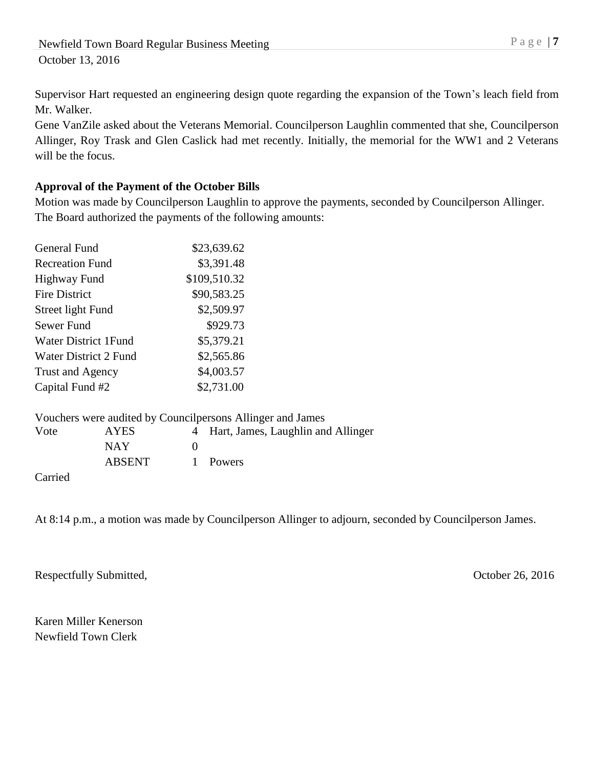Supervisor Hart requested an engineering design quote regarding the expansion of the Town's leach field from Mr. Walker.

Gene VanZile asked about the Veterans Memorial. Councilperson Laughlin commented that she, Councilperson Allinger, Roy Trask and Glen Caslick had met recently. Initially, the memorial for the WW1 and 2 Veterans will be the focus.

**Approval of the Payment of the October Bills**

Motion was made by Councilperson Laughlin to approve the payments, seconded by Councilperson Allinger. The Board authorized the payments of the following amounts:

| | |
|---|---|
| General Fund | $23,639.62 |
| Recreation Fund | $3,391.48 |
| Highway Fund | $109,510.32 |
| Fire District | $90,583.25 |
| Street light Fund | $2,509.97 |
| Sewer Fund | $929.73 |
| Water District 1Fund | $5,379.21 |
| Water District 2 Fund | $2,565.86 |
| Trust and Agency | $4,003.57 |
| Capital Fund #2 | $2,731.00 |

Vouchers were audited by Councilpersons Allinger and James

| | | | |
|---|---|---|---|
| Vote | AYES | 4 | Hart, James, Laughlin and Allinger |
| | NAY | 0 | |
| | ABSENT | 1 | Powers |

Carried

At 8:14 p.m., a motion was made by Councilperson Allinger to adjourn, seconded by Councilperson James.

Respectfully Submitted,

October 26, 2016

Karen Miller Kenerson
Newfield Town Clerk